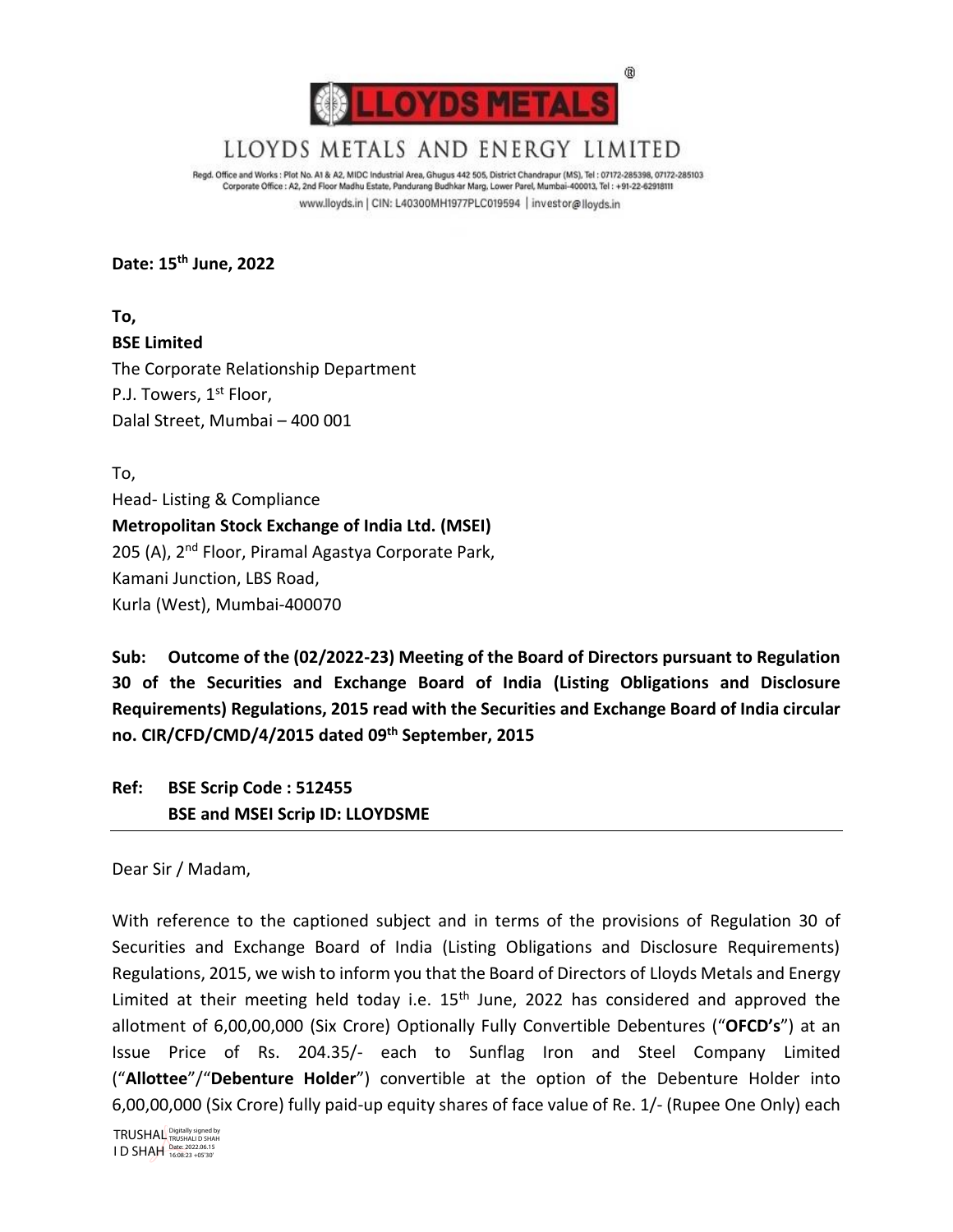# LLOYDS METALS AND ENERGY LIMITED

Regd. Office and Works : Plot No. A1 & A2, MIDC Industrial Area, Ghugus 442 505, District Chandrapur (MS), Tel : 07172-285398, 07172-285103
Corporate Office : A2, 2nd Floor Madhu Estate, Pandurang Budhkar Marg, Lower Parel, Mumbai-400013, Tel : +91-22-62918111
www.lloyds.in | CIN: L40300MH1977PLC019594 | investor@lloyds.in

**Date: 15th June, 2022**

**To,**
**BSE Limited**
The Corporate Relationship Department
P.J. Towers, 1st Floor,
Dalal Street, Mumbai – 400 001

To,
Head- Listing & Compliance
**Metropolitan Stock Exchange of India Ltd. (MSEI)**
205 (A), 2nd Floor, Piramal Agastya Corporate Park,
Kamani Junction, LBS Road,
Kurla (West), Mumbai-400070

**Sub: Outcome of the (02/2022-23) Meeting of the Board of Directors pursuant to Regulation 30 of the Securities and Exchange Board of India (Listing Obligations and Disclosure Requirements) Regulations, 2015 read with the Securities and Exchange Board of India circular no. CIR/CFD/CMD/4/2015 dated 09th September, 2015**

**Ref: BSE Scrip Code : 512455**
**BSE and MSEI Scrip ID: LLOYDSME**

Dear Sir / Madam,

With reference to the captioned subject and in terms of the provisions of Regulation 30 of Securities and Exchange Board of India (Listing Obligations and Disclosure Requirements) Regulations, 2015, we wish to inform you that the Board of Directors of Lloyds Metals and Energy Limited at their meeting held today i.e. 15th June, 2022 has considered and approved the allotment of 6,00,00,000 (Six Crore) Optionally Fully Convertible Debentures ("**OFCD's**") at an Issue Price of Rs. 204.35/- each to Sunflag Iron and Steel Company Limited ("**Allottee**"/"**Debenture Holder**") convertible at the option of the Debenture Holder into 6,00,00,000 (Six Crore) fully paid-up equity shares of face value of Re. 1/- (Rupee One Only) each

TRUSHALI D SHAH Digitally signed by TRUSHALI D SHAH Date: 2022.06.15 16:08:23 +05'30'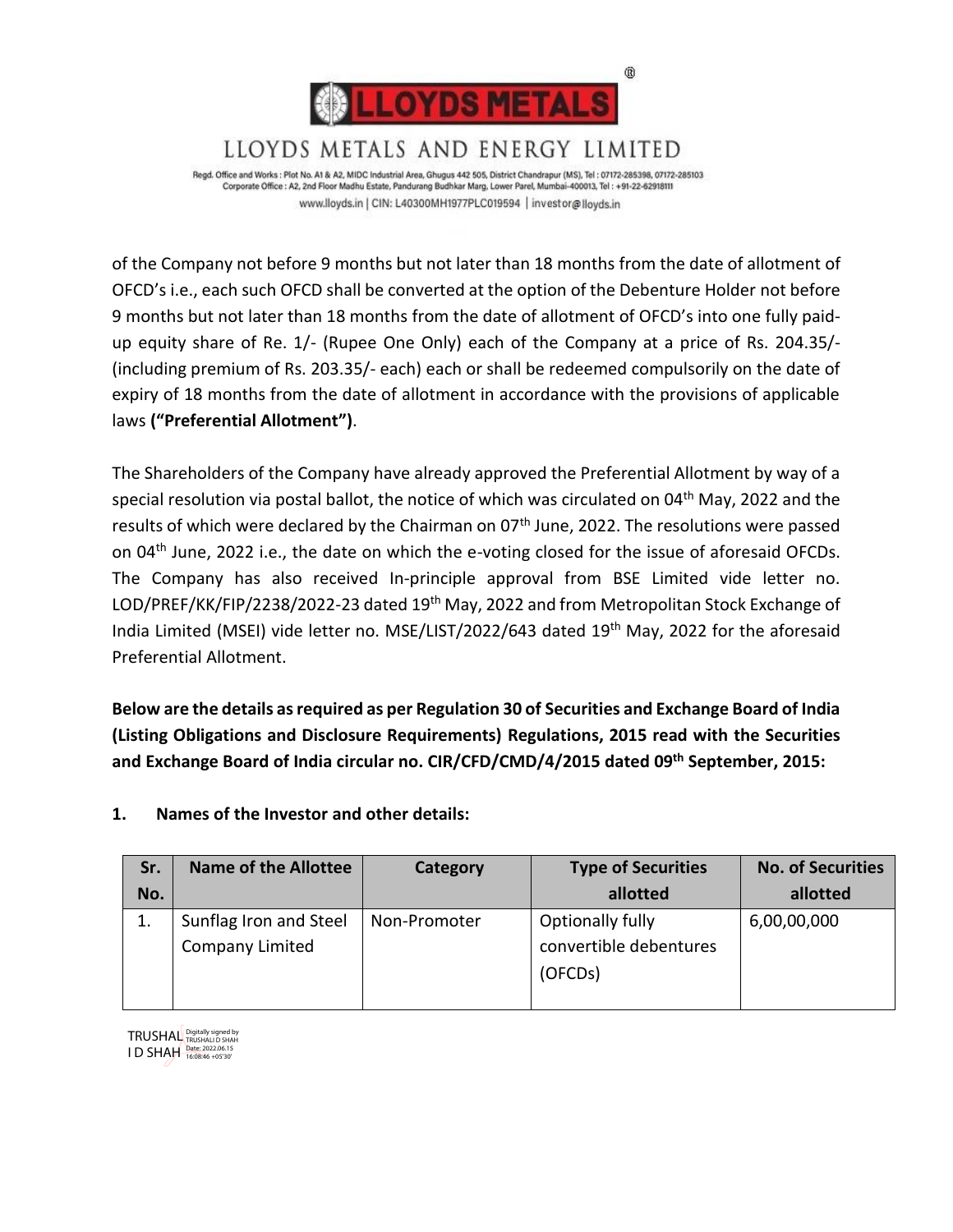of the Company not before 9 months but not later than 18 months from the date of allotment of OFCD's i.e., each such OFCD shall be converted at the option of the Debenture Holder not before 9 months but not later than 18 months from the date of allotment of OFCD's into one fully paid-up equity share of Re. 1/- (Rupee One Only) each of the Company at a price of Rs. 204.35/- (including premium of Rs. 203.35/- each) each or shall be redeemed compulsorily on the date of expiry of 18 months from the date of allotment in accordance with the provisions of applicable laws **("Preferential Allotment")**.

The Shareholders of the Company have already approved the Preferential Allotment by way of a special resolution via postal ballot, the notice of which was circulated on 04th May, 2022 and the results of which were declared by the Chairman on 07th June, 2022. The resolutions were passed on 04th June, 2022 i.e., the date on which the e-voting closed for the issue of aforesaid OFCDs. The Company has also received In-principle approval from BSE Limited vide letter no. LOD/PREF/KK/FIP/2238/2022-23 dated 19th May, 2022 and from Metropolitan Stock Exchange of India Limited (MSEI) vide letter no. MSE/LIST/2022/643 dated 19th May, 2022 for the aforesaid Preferential Allotment.

**Below are the details as required as per Regulation 30 of Securities and Exchange Board of India (Listing Obligations and Disclosure Requirements) Regulations, 2015 read with the Securities and Exchange Board of India circular no. CIR/CFD/CMD/4/2015 dated 09th September, 2015:**

**1. Names of the Investor and other details:**

| Sr. No. | Name of the Allottee | Category | Type of Securities allotted | No. of Securities allotted |
|---|---|---|---|---|
| 1. | Sunflag Iron and Steel Company Limited | Non-Promoter | Optionally fully convertible debentures (OFCDs) | 6,00,00,000 |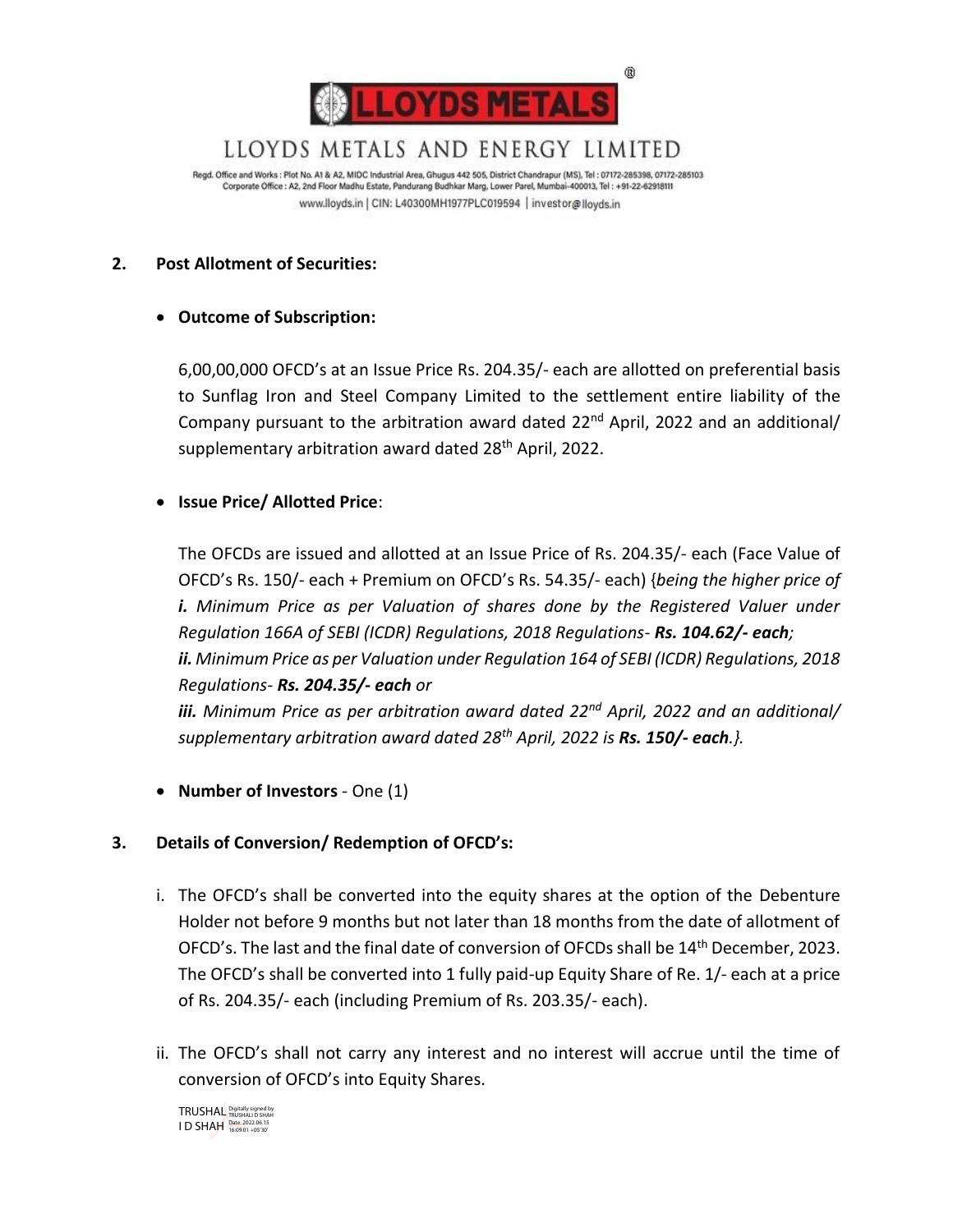# LLOYDS METALS AND ENERGY LIMITED

Regd. Office and Works : Plot No. A1 & A2, MIDC Industrial Area, Ghugus 442 505, District Chandrapur (MS), Tel : 07172-285398, 07172-285103
Corporate Office : A2, 2nd Floor Madhu Estate, Pandurang Budhkar Marg, Lower Parel, Mumbai-400013, Tel : +91-22-62918111
www.lloyds.in | CIN: L40300MH1977PLC019594 | investor@lloyds.in

**2. Post Allotment of Securities:**

- **Outcome of Subscription:**

  6,00,00,000 OFCD's at an Issue Price Rs. 204.35/- each are allotted on preferential basis to Sunflag Iron and Steel Company Limited to the settlement entire liability of the Company pursuant to the arbitration award dated 22nd April, 2022 and an additional/ supplementary arbitration award dated 28th April, 2022.

- **Issue Price/ Allotted Price**:

  The OFCDs are issued and allotted at an Issue Price of Rs. 204.35/- each (Face Value of OFCD's Rs. 150/- each + Premium on OFCD's Rs. 54.35/- each) {*being the higher price of* ***i.*** *Minimum Price as per Valuation of shares done by the Registered Valuer under Regulation 166A of SEBI (ICDR) Regulations, 2018 Regulations-* ***Rs. 104.62/- each****;*
  ***ii.*** *Minimum Price as per Valuation under Regulation 164 of SEBI (ICDR) Regulations, 2018 Regulations-* ***Rs. 204.35/- each*** *or*
  ***iii.*** *Minimum Price as per arbitration award dated 22nd April, 2022 and an additional/ supplementary arbitration award dated 28th April, 2022 is* ***Rs. 150/- each****.}.*

- **Number of Investors** - One (1)

**3. Details of Conversion/ Redemption of OFCD's:**

i. The OFCD's shall be converted into the equity shares at the option of the Debenture Holder not before 9 months but not later than 18 months from the date of allotment of OFCD's. The last and the final date of conversion of OFCDs shall be 14th December, 2023. The OFCD's shall be converted into 1 fully paid-up Equity Share of Re. 1/- each at a price of Rs. 204.35/- each (including Premium of Rs. 203.35/- each).

ii. The OFCD's shall not carry any interest and no interest will accrue until the time of conversion of OFCD's into Equity Shares.

TRUSHALI D SHAH Digitally signed by TRUSHALI D SHAH Date: 2022.06.15 16:09:01 +05'30'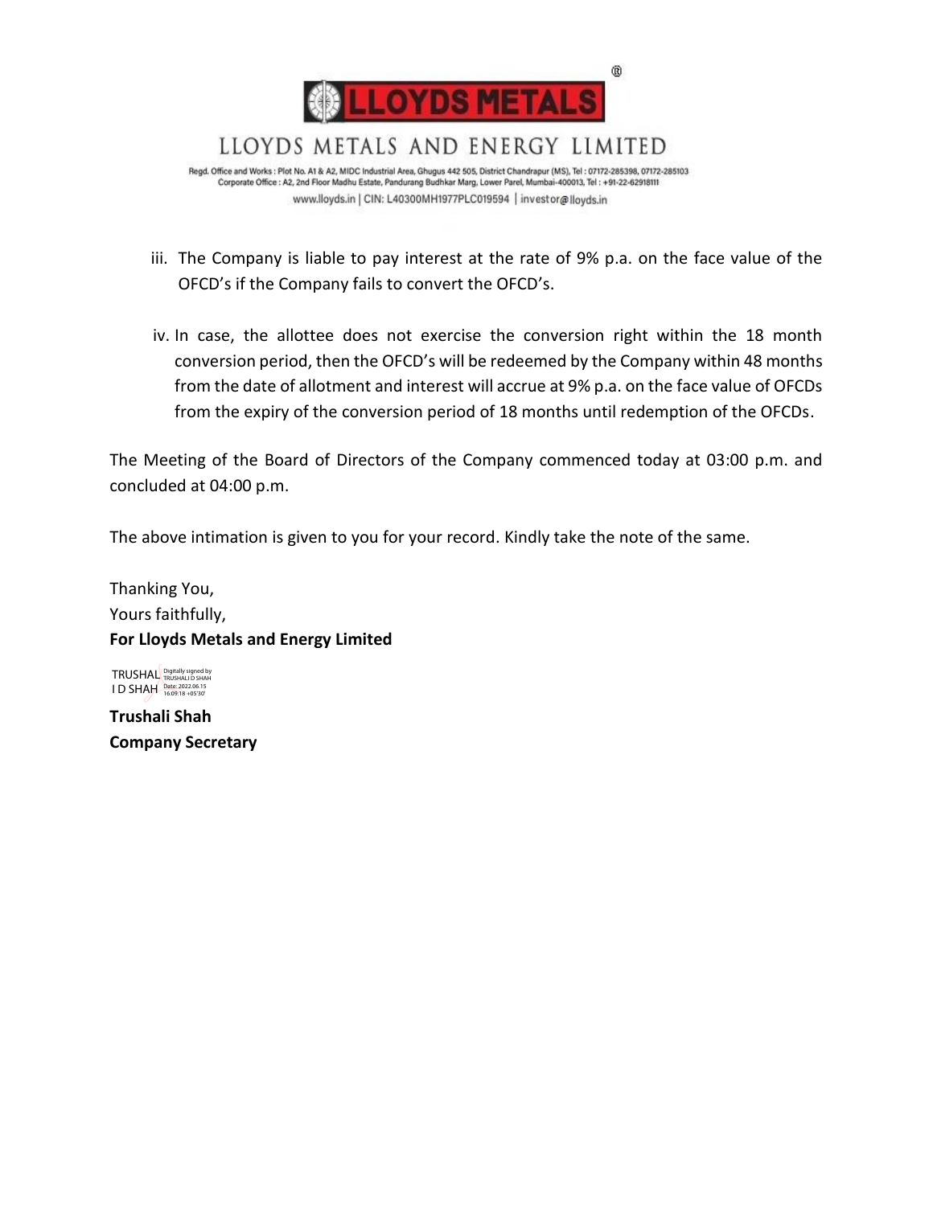# LLOYDS METALS AND ENERGY LIMITED

Regd. Office and Works : Plot No. A1 & A2, MIDC Industrial Area, Ghugus 442 505, District Chandrapur (MS), Tel : 07172-285398, 07172-285103
Corporate Office : A2, 2nd Floor Madhu Estate, Pandurang Budhkar Marg, Lower Parel, Mumbai-400013, Tel : +91-22-62918111
www.lloyds.in | CIN: L40300MH1977PLC019594 | investor@lloyds.in

iii. The Company is liable to pay interest at the rate of 9% p.a. on the face value of the OFCD's if the Company fails to convert the OFCD's.

iv. In case, the allottee does not exercise the conversion right within the 18 month conversion period, then the OFCD's will be redeemed by the Company within 48 months from the date of allotment and interest will accrue at 9% p.a. on the face value of OFCDs from the expiry of the conversion period of 18 months until redemption of the OFCDs.

The Meeting of the Board of Directors of the Company commenced today at 03:00 p.m. and concluded at 04:00 p.m.

The above intimation is given to you for your record. Kindly take the note of the same.

Thanking You,
Yours faithfully,
**For Lloyds Metals and Energy Limited**

TRUSHALI D SHAH
Digitally signed by TRUSHALI D SHAH
Date: 2022.06.15 16:09:18 +05'30'

**Trushali Shah**
**Company Secretary**